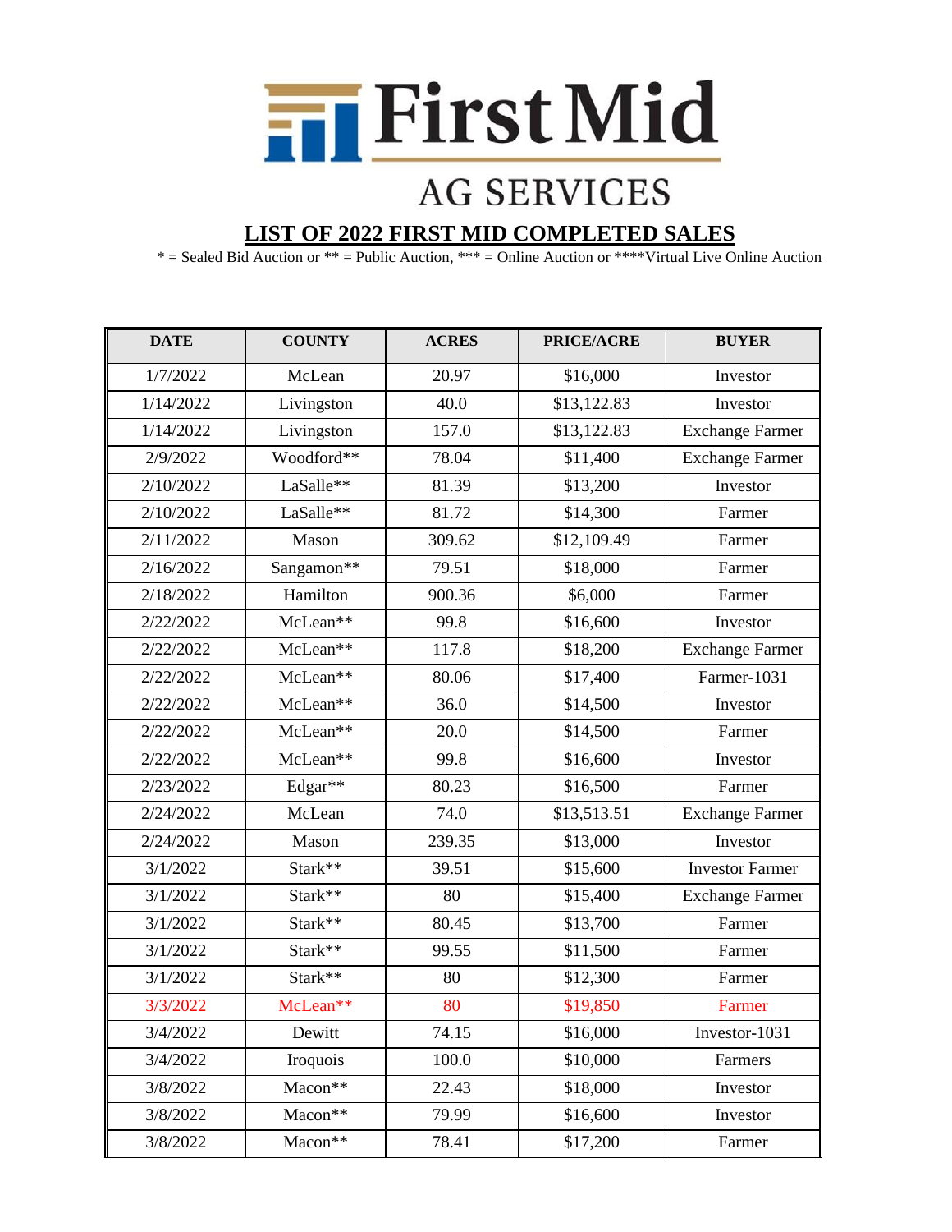# First Mid AG SERVICES

## LIST OF 2022 FIRST MID COMPLETED SALES

* = Sealed Bid Auction or ** = Public Auction, *** = Online Auction or ****Virtual Live Online Auction

| DATE | COUNTY | ACRES | PRICE/ACRE | BUYER |
|---|---|---|---|---|
| 1/7/2022 | McLean | 20.97 | $16,000 | Investor |
| 1/14/2022 | Livingston | 40.0 | $13,122.83 | Investor |
| 1/14/2022 | Livingston | 157.0 | $13,122.83 | Exchange Farmer |
| 2/9/2022 | Woodford** | 78.04 | $11,400 | Exchange Farmer |
| 2/10/2022 | LaSalle** | 81.39 | $13,200 | Investor |
| 2/10/2022 | LaSalle** | 81.72 | $14,300 | Farmer |
| 2/11/2022 | Mason | 309.62 | $12,109.49 | Farmer |
| 2/16/2022 | Sangamon** | 79.51 | $18,000 | Farmer |
| 2/18/2022 | Hamilton | 900.36 | $6,000 | Farmer |
| 2/22/2022 | McLean** | 99.8 | $16,600 | Investor |
| 2/22/2022 | McLean** | 117.8 | $18,200 | Exchange Farmer |
| 2/22/2022 | McLean** | 80.06 | $17,400 | Farmer-1031 |
| 2/22/2022 | McLean** | 36.0 | $14,500 | Investor |
| 2/22/2022 | McLean** | 20.0 | $14,500 | Farmer |
| 2/22/2022 | McLean** | 99.8 | $16,600 | Investor |
| 2/23/2022 | Edgar** | 80.23 | $16,500 | Farmer |
| 2/24/2022 | McLean | 74.0 | $13,513.51 | Exchange Farmer |
| 2/24/2022 | Mason | 239.35 | $13,000 | Investor |
| 3/1/2022 | Stark** | 39.51 | $15,600 | Investor Farmer |
| 3/1/2022 | Stark** | 80 | $15,400 | Exchange Farmer |
| 3/1/2022 | Stark** | 80.45 | $13,700 | Farmer |
| 3/1/2022 | Stark** | 99.55 | $11,500 | Farmer |
| 3/1/2022 | Stark** | 80 | $12,300 | Farmer |
| 3/3/2022 | McLean** | 80 | $19,850 | Farmer |
| 3/4/2022 | Dewitt | 74.15 | $16,000 | Investor-1031 |
| 3/4/2022 | Iroquois | 100.0 | $10,000 | Farmers |
| 3/8/2022 | Macon** | 22.43 | $18,000 | Investor |
| 3/8/2022 | Macon** | 79.99 | $16,600 | Investor |
| 3/8/2022 | Macon** | 78.41 | $17,200 | Farmer |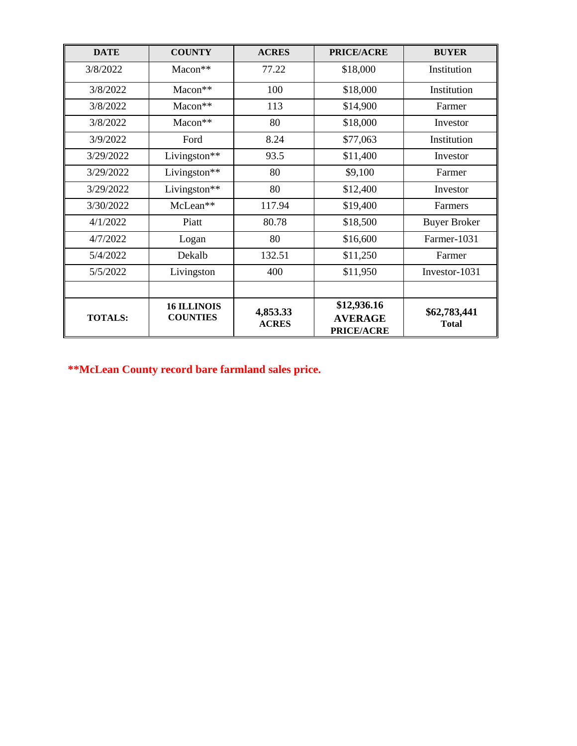| DATE | COUNTY | ACRES | PRICE/ACRE | BUYER |
|---|---|---|---|---|
| 3/8/2022 | Macon** | 77.22 | $18,000 | Institution |
| 3/8/2022 | Macon** | 100 | $18,000 | Institution |
| 3/8/2022 | Macon** | 113 | $14,900 | Farmer |
| 3/8/2022 | Macon** | 80 | $18,000 | Investor |
| 3/9/2022 | Ford | 8.24 | $77,063 | Institution |
| 3/29/2022 | Livingston** | 93.5 | $11,400 | Investor |
| 3/29/2022 | Livingston** | 80 | $9,100 | Farmer |
| 3/29/2022 | Livingston** | 80 | $12,400 | Investor |
| 3/30/2022 | McLean** | 117.94 | $19,400 | Farmers |
| 4/1/2022 | Piatt | 80.78 | $18,500 | Buyer Broker |
| 4/7/2022 | Logan | 80 | $16,600 | Farmer-1031 |
| 5/4/2022 | Dekalb | 132.51 | $11,250 | Farmer |
| 5/5/2022 | Livingston | 400 | $11,950 | Investor-1031 |
| | | | | |
| **TOTALS:** | **16 ILLINOIS COUNTIES** | **4,853.33 ACRES** | **$12,936.16 AVERAGE PRICE/ACRE** | **$62,783,441 Total** |

**\*\*McLean County record bare farmland sales price.**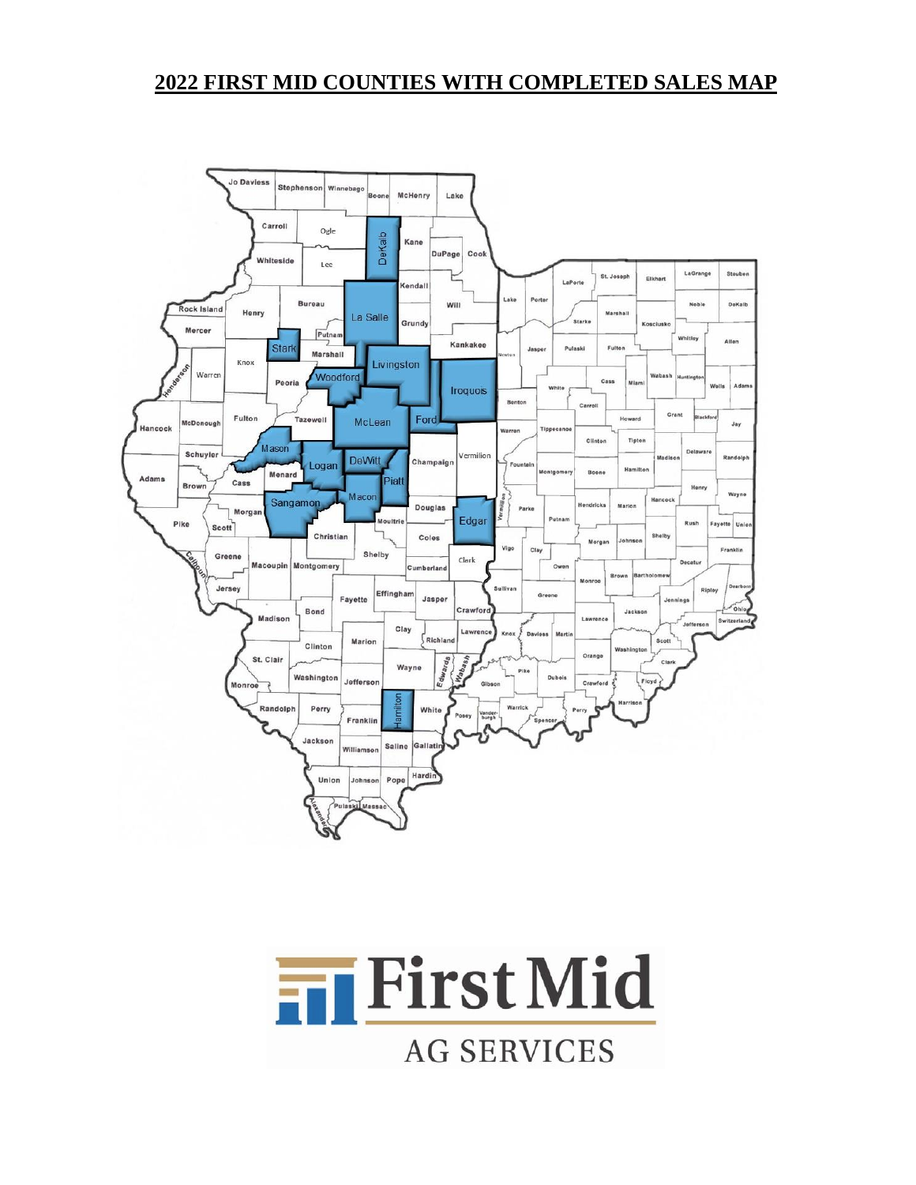# 2022 FIRST MID COUNTIES WITH COMPLETED SALES MAP

First Mid

AG SERVICES